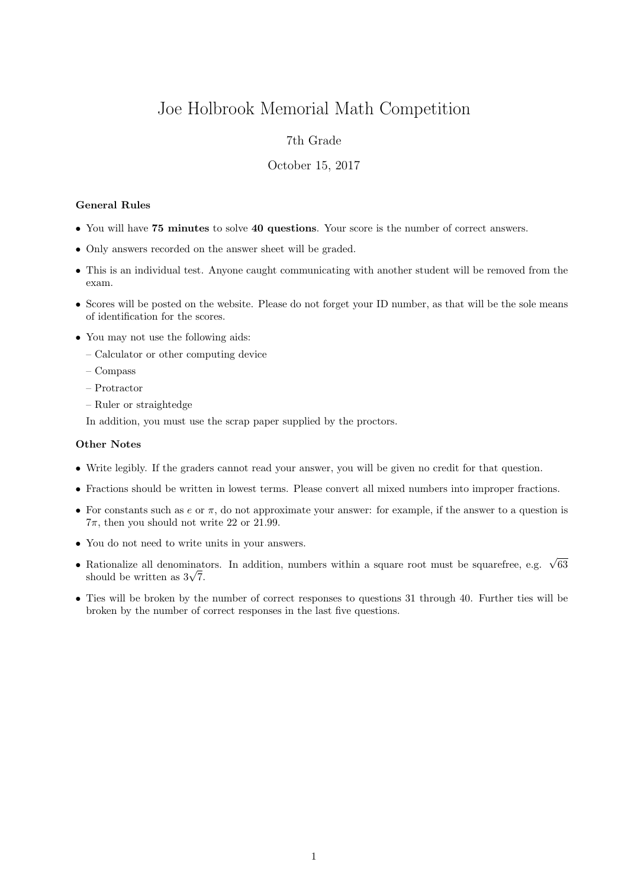# Joe Holbrook Memorial Math Competition

7th Grade

October 15, 2017

### General Rules

- You will have **75 minutes** to solve **40 questions**. Your score is the number of correct answers.
- Only answers recorded on the answer sheet will be graded.
- This is an individual test. Anyone caught communicating with another student will be removed from the exam.
- Scores will be posted on the website. Please do not forget your ID number, as that will be the sole means of identification for the scores.
- You may not use the following aids:
  - Calculator or other computing device
  - Compass
  - Protractor
  - Ruler or straightedge

  In addition, you must use the scrap paper supplied by the proctors.

### Other Notes

- Write legibly. If the graders cannot read your answer, you will be given no credit for that question.
- Fractions should be written in lowest terms. Please convert all mixed numbers into improper fractions.
- For constants such as $e$ or $\pi$, do not approximate your answer: for example, if the answer to a question is $7\pi$, then you should not write 22 or 21.99.
- You do not need to write units in your answers.
- Rationalize all denominators. In addition, numbers within a square root must be squarefree, e.g. $\sqrt{63}$ should be written as $3\sqrt{7}$.
- Ties will be broken by the number of correct responses to questions 31 through 40. Further ties will be broken by the number of correct responses in the last five questions.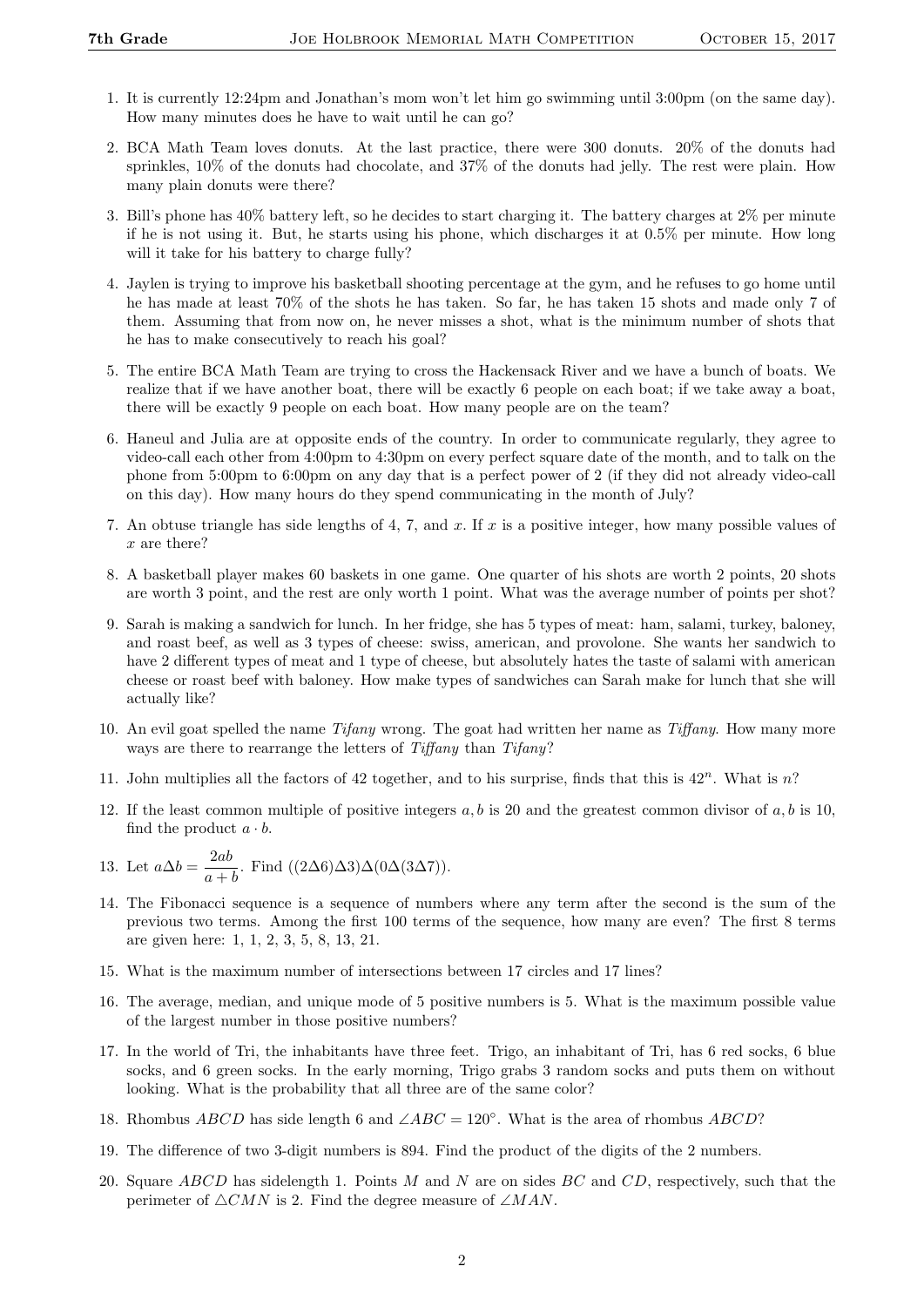1. It is currently 12:24pm and Jonathan's mom won't let him go swimming until 3:00pm (on the same day). How many minutes does he have to wait until he can go?

2. BCA Math Team loves donuts. At the last practice, there were 300 donuts. 20% of the donuts had sprinkles, 10% of the donuts had chocolate, and 37% of the donuts had jelly. The rest were plain. How many plain donuts were there?

3. Bill's phone has 40% battery left, so he decides to start charging it. The battery charges at 2% per minute if he is not using it. But, he starts using his phone, which discharges it at 0.5% per minute. How long will it take for his battery to charge fully?

4. Jaylen is trying to improve his basketball shooting percentage at the gym, and he refuses to go home until he has made at least 70% of the shots he has taken. So far, he has taken 15 shots and made only 7 of them. Assuming that from now on, he never misses a shot, what is the minimum number of shots that he has to make consecutively to reach his goal?

5. The entire BCA Math Team are trying to cross the Hackensack River and we have a bunch of boats. We realize that if we have another boat, there will be exactly 6 people on each boat; if we take away a boat, there will be exactly 9 people on each boat. How many people are on the team?

6. Haneul and Julia are at opposite ends of the country. In order to communicate regularly, they agree to video-call each other from 4:00pm to 4:30pm on every perfect square date of the month, and to talk on the phone from 5:00pm to 6:00pm on any day that is a perfect power of 2 (if they did not already video-call on this day). How many hours do they spend communicating in the month of July?

7. An obtuse triangle has side lengths of 4, 7, and $x$. If $x$ is a positive integer, how many possible values of $x$ are there?

8. A basketball player makes 60 baskets in one game. One quarter of his shots are worth 2 points, 20 shots are worth 3 point, and the rest are only worth 1 point. What was the average number of points per shot?

9. Sarah is making a sandwich for lunch. In her fridge, she has 5 types of meat: ham, salami, turkey, baloney, and roast beef, as well as 3 types of cheese: swiss, american, and provolone. She wants her sandwich to have 2 different types of meat and 1 type of cheese, but absolutely hates the taste of salami with american cheese or roast beef with baloney. How make types of sandwiches can Sarah make for lunch that she will actually like?

10. An evil goat spelled the name *Tifany* wrong. The goat had written her name as *Tiffany*. How many more ways are there to rearrange the letters of *Tiffany* than *Tifany*?

11. John multiplies all the factors of 42 together, and to his surprise, finds that this is $42^n$. What is $n$?

12. If the least common multiple of positive integers $a, b$ is 20 and the greatest common divisor of $a, b$ is 10, find the product $a \cdot b$.

13. Let $a\Delta b = \dfrac{2ab}{a+b}$. Find $((2\Delta 6)\Delta 3)\Delta(0\Delta(3\Delta 7))$.

14. The Fibonacci sequence is a sequence of numbers where any term after the second is the sum of the previous two terms. Among the first 100 terms of the sequence, how many are even? The first 8 terms are given here: 1, 1, 2, 3, 5, 8, 13, 21.

15. What is the maximum number of intersections between 17 circles and 17 lines?

16. The average, median, and unique mode of 5 positive numbers is 5. What is the maximum possible value of the largest number in those positive numbers?

17. In the world of Tri, the inhabitants have three feet. Trigo, an inhabitant of Tri, has 6 red socks, 6 blue socks, and 6 green socks. In the early morning, Trigo grabs 3 random socks and puts them on without looking. What is the probability that all three are of the same color?

18. Rhombus $ABCD$ has side length 6 and $\angle ABC = 120^\circ$. What is the area of rhombus $ABCD$?

19. The difference of two 3-digit numbers is 894. Find the product of the digits of the 2 numbers.

20. Square $ABCD$ has sidelength 1. Points $M$ and $N$ are on sides $BC$ and $CD$, respectively, such that the perimeter of $\triangle CMN$ is 2. Find the degree measure of $\angle MAN$.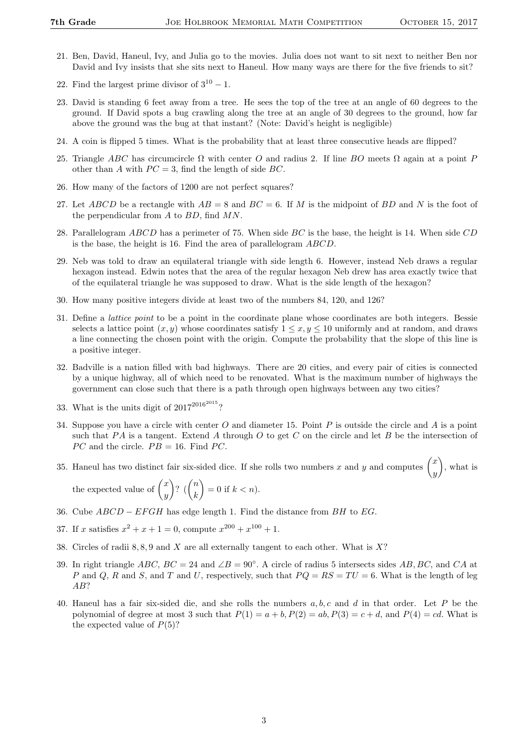21. Ben, David, Haneul, Ivy, and Julia go to the movies. Julia does not want to sit next to neither Ben nor David and Ivy insists that she sits next to Haneul. How many ways are there for the five friends to sit?

22. Find the largest prime divisor of $3^{10} - 1$.

23. David is standing 6 feet away from a tree. He sees the top of the tree at an angle of 60 degrees to the ground. If David spots a bug crawling along the tree at an angle of 30 degrees to the ground, how far above the ground was the bug at that instant? (Note: David's height is negligible)

24. A coin is flipped 5 times. What is the probability that at least three consecutive heads are flipped?

25. Triangle $ABC$ has circumcircle $\Omega$ with center $O$ and radius 2. If line $BO$ meets $\Omega$ again at a point $P$ other than $A$ with $PC = 3$, find the length of side $BC$.

26. How many of the factors of 1200 are not perfect squares?

27. Let $ABCD$ be a rectangle with $AB = 8$ and $BC = 6$. If $M$ is the midpoint of $BD$ and $N$ is the foot of the perpendicular from $A$ to $BD$, find $MN$.

28. Parallelogram $ABCD$ has a perimeter of 75. When side $BC$ is the base, the height is 14. When side $CD$ is the base, the height is 16. Find the area of parallelogram $ABCD$.

29. Neb was told to draw an equilateral triangle with side length 6. However, instead Neb draws a regular hexagon instead. Edwin notes that the area of the regular hexagon Neb drew has area exactly twice that of the equilateral triangle he was supposed to draw. What is the side length of the hexagon?

30. How many positive integers divide at least two of the numbers 84, 120, and 126?

31. Define a *lattice point* to be a point in the coordinate plane whose coordinates are both integers. Bessie selects a lattice point $(x, y)$ whose coordinates satisfy $1 \le x, y \le 10$ uniformly and at random, and draws a line connecting the chosen point with the origin. Compute the probability that the slope of this line is a positive integer.

32. Badville is a nation filled with bad highways. There are 20 cities, and every pair of cities is connected by a unique highway, all of which need to be renovated. What is the maximum number of highways the government can close such that there is a path through open highways between any two cities?

33. What is the units digit of $2017^{2016^{2015}}$?

34. Suppose you have a circle with center $O$ and diameter 15. Point $P$ is outside the circle and $A$ is a point such that $PA$ is a tangent. Extend $A$ through $O$ to get $C$ on the circle and let $B$ be the intersection of $PC$ and the circle. $PB = 16$. Find $PC$.

35. Haneul has two distinct fair six-sided dice. If she rolls two numbers $x$ and $y$ and computes $\binom{x}{y}$, what is the expected value of $\binom{x}{y}$? ($\binom{n}{k} = 0$ if $k < n$).

36. Cube $ABCD - EFGH$ has edge length 1. Find the distance from $BH$ to $EG$.

37. If $x$ satisfies $x^2 + x + 1 = 0$, compute $x^{200} + x^{100} + 1$.

38. Circles of radii $8, 8, 9$ and $X$ are all externally tangent to each other. What is $X$?

39. In right triangle $ABC$, $BC = 24$ and $\angle B = 90^\circ$. A circle of radius 5 intersects sides $AB, BC$, and $CA$ at $P$ and $Q$, $R$ and $S$, and $T$ and $U$, respectively, such that $PQ = RS = TU = 6$. What is the length of leg $AB$?

40. Haneul has a fair six-sided die, and she rolls the numbers $a, b, c$ and $d$ in that order. Let $P$ be the polynomial of degree at most 3 such that $P(1) = a + b, P(2) = ab, P(3) = c + d$, and $P(4) = cd$. What is the expected value of $P(5)$?